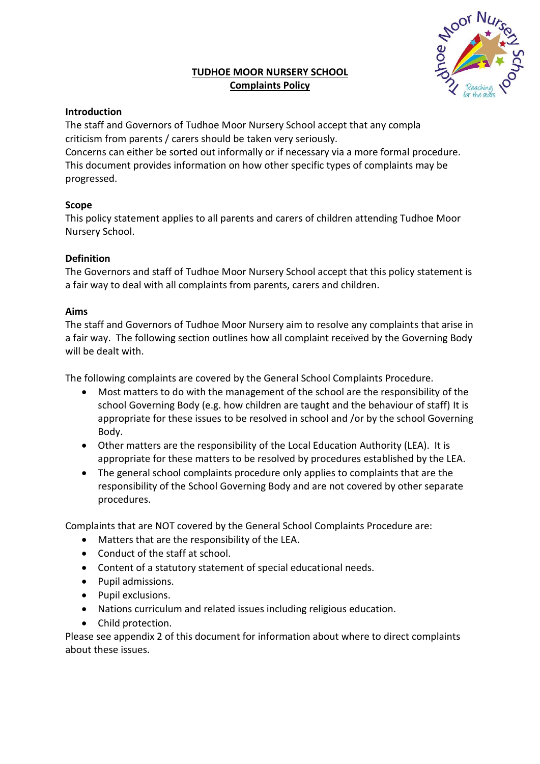**TUDHOE MOOR NURSERY SCHOOL**
**Complaints Policy**

**Introduction**
The staff and Governors of Tudhoe Moor Nursery School accept that any compla criticism from parents / carers should be taken very seriously.
Concerns can either be sorted out informally or if necessary via a more formal procedure. This document provides information on how other specific types of complaints may be progressed.

**Scope**
This policy statement applies to all parents and carers of children attending Tudhoe Moor Nursery School.

**Definition**
The Governors and staff of Tudhoe Moor Nursery School accept that this policy statement is a fair way to deal with all complaints from parents, carers and children.

**Aims**
The staff and Governors of Tudhoe Moor Nursery aim to resolve any complaints that arise in a fair way. The following section outlines how all complaint received by the Governing Body will be dealt with.

The following complaints are covered by the General School Complaints Procedure.

- Most matters to do with the management of the school are the responsibility of the school Governing Body (e.g. how children are taught and the behaviour of staff) It is appropriate for these issues to be resolved in school and /or by the school Governing Body.
- Other matters are the responsibility of the Local Education Authority (LEA). It is appropriate for these matters to be resolved by procedures established by the LEA.
- The general school complaints procedure only applies to complaints that are the responsibility of the School Governing Body and are not covered by other separate procedures.

Complaints that are NOT covered by the General School Complaints Procedure are:

- Matters that are the responsibility of the LEA.
- Conduct of the staff at school.
- Content of a statutory statement of special educational needs.
- Pupil admissions.
- Pupil exclusions.
- Nations curriculum and related issues including religious education.
- Child protection.

Please see appendix 2 of this document for information about where to direct complaints about these issues.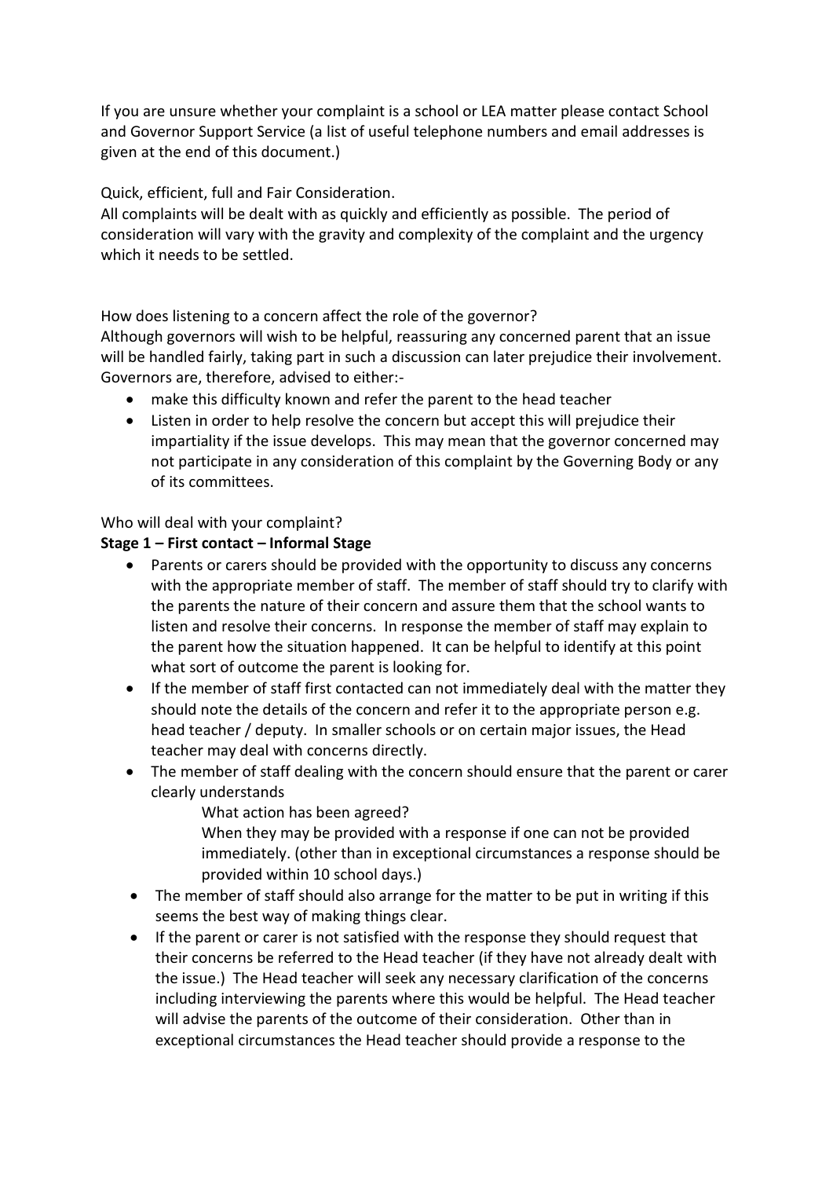If you are unsure whether your complaint is a school or LEA matter please contact School and Governor Support Service (a list of useful telephone numbers and email addresses is given at the end of this document.)

Quick, efficient, full and Fair Consideration.

All complaints will be dealt with as quickly and efficiently as possible. The period of consideration will vary with the gravity and complexity of the complaint and the urgency which it needs to be settled.

How does listening to a concern affect the role of the governor?

Although governors will wish to be helpful, reassuring any concerned parent that an issue will be handled fairly, taking part in such a discussion can later prejudice their involvement. Governors are, therefore, advised to either:-

- make this difficulty known and refer the parent to the head teacher
- Listen in order to help resolve the concern but accept this will prejudice their impartiality if the issue develops. This may mean that the governor concerned may not participate in any consideration of this complaint by the Governing Body or any of its committees.

Who will deal with your complaint?

**Stage 1 – First contact – Informal Stage**

- Parents or carers should be provided with the opportunity to discuss any concerns with the appropriate member of staff. The member of staff should try to clarify with the parents the nature of their concern and assure them that the school wants to listen and resolve their concerns. In response the member of staff may explain to the parent how the situation happened. It can be helpful to identify at this point what sort of outcome the parent is looking for.
- If the member of staff first contacted can not immediately deal with the matter they should note the details of the concern and refer it to the appropriate person e.g. head teacher / deputy. In smaller schools or on certain major issues, the Head teacher may deal with concerns directly.
- The member of staff dealing with the concern should ensure that the parent or carer clearly understands

  What action has been agreed?

  When they may be provided with a response if one can not be provided immediately. (other than in exceptional circumstances a response should be provided within 10 school days.)
- The member of staff should also arrange for the matter to be put in writing if this seems the best way of making things clear.
- If the parent or carer is not satisfied with the response they should request that their concerns be referred to the Head teacher (if they have not already dealt with the issue.) The Head teacher will seek any necessary clarification of the concerns including interviewing the parents where this would be helpful. The Head teacher will advise the parents of the outcome of their consideration. Other than in exceptional circumstances the Head teacher should provide a response to the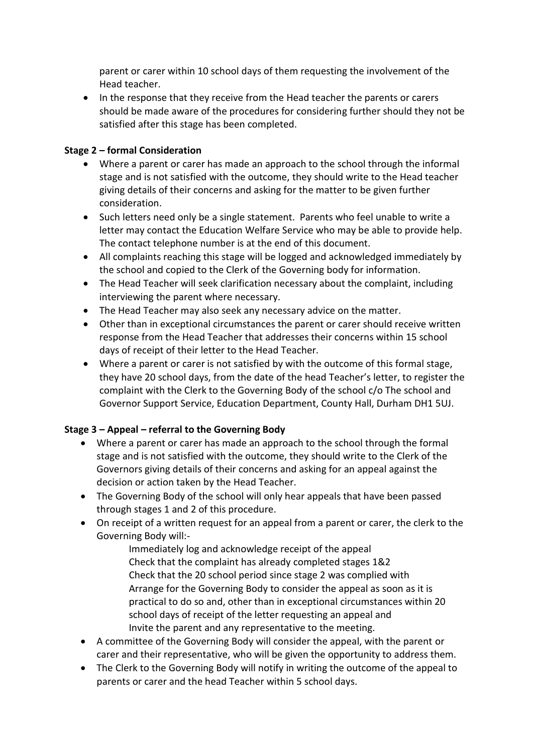parent or carer within 10 school days of them requesting the involvement of the Head teacher.

- In the response that they receive from the Head teacher the parents or carers should be made aware of the procedures for considering further should they not be satisfied after this stage has been completed.

**Stage 2 – formal Consideration**

- Where a parent or carer has made an approach to the school through the informal stage and is not satisfied with the outcome, they should write to the Head teacher giving details of their concerns and asking for the matter to be given further consideration.
- Such letters need only be a single statement. Parents who feel unable to write a letter may contact the Education Welfare Service who may be able to provide help. The contact telephone number is at the end of this document.
- All complaints reaching this stage will be logged and acknowledged immediately by the school and copied to the Clerk of the Governing body for information.
- The Head Teacher will seek clarification necessary about the complaint, including interviewing the parent where necessary.
- The Head Teacher may also seek any necessary advice on the matter.
- Other than in exceptional circumstances the parent or carer should receive written response from the Head Teacher that addresses their concerns within 15 school days of receipt of their letter to the Head Teacher.
- Where a parent or carer is not satisfied by with the outcome of this formal stage, they have 20 school days, from the date of the head Teacher's letter, to register the complaint with the Clerk to the Governing Body of the school c/o The school and Governor Support Service, Education Department, County Hall, Durham DH1 5UJ.

**Stage 3 – Appeal – referral to the Governing Body**

- Where a parent or carer has made an approach to the school through the formal stage and is not satisfied with the outcome, they should write to the Clerk of the Governors giving details of their concerns and asking for an appeal against the decision or action taken by the Head Teacher.
- The Governing Body of the school will only hear appeals that have been passed through stages 1 and 2 of this procedure.
- On receipt of a written request for an appeal from a parent or carer, the clerk to the Governing Body will:-

  Immediately log and acknowledge receipt of the appeal
  Check that the complaint has already completed stages 1&2
  Check that the 20 school period since stage 2 was complied with
  Arrange for the Governing Body to consider the appeal as soon as it is practical to do so and, other than in exceptional circumstances within 20 school days of receipt of the letter requesting an appeal and
  Invite the parent and any representative to the meeting.

- A committee of the Governing Body will consider the appeal, with the parent or carer and their representative, who will be given the opportunity to address them.
- The Clerk to the Governing Body will notify in writing the outcome of the appeal to parents or carer and the head Teacher within 5 school days.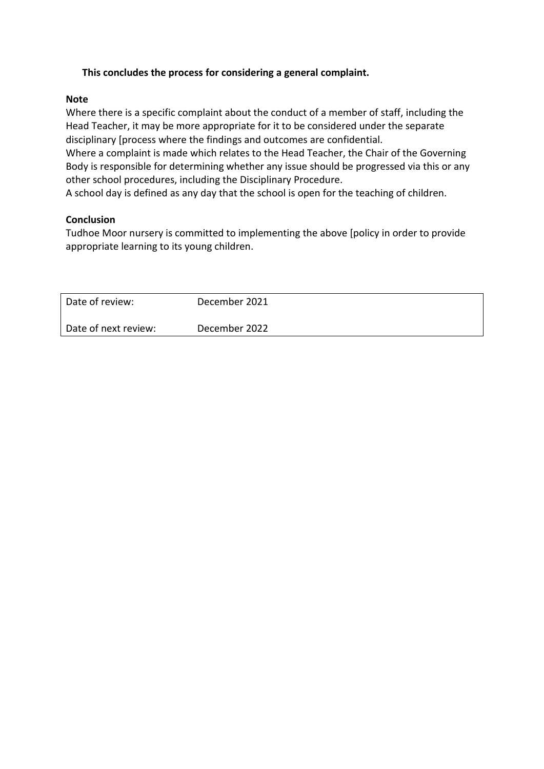**This concludes the process for considering a general complaint.**

**Note**

Where there is a specific complaint about the conduct of a member of staff, including the Head Teacher, it may be more appropriate for it to be considered under the separate disciplinary [process where the findings and outcomes are confidential.

Where a complaint is made which relates to the Head Teacher, the Chair of the Governing Body is responsible for determining whether any issue should be progressed via this or any other school procedures, including the Disciplinary Procedure.

A school day is defined as any day that the school is open for the teaching of children.

**Conclusion**

Tudhoe Moor nursery is committed to implementing the above [policy in order to provide appropriate learning to its young children.

| | |
|---|---|
| Date of review: | December 2021 |
| Date of next review: | December 2022 |